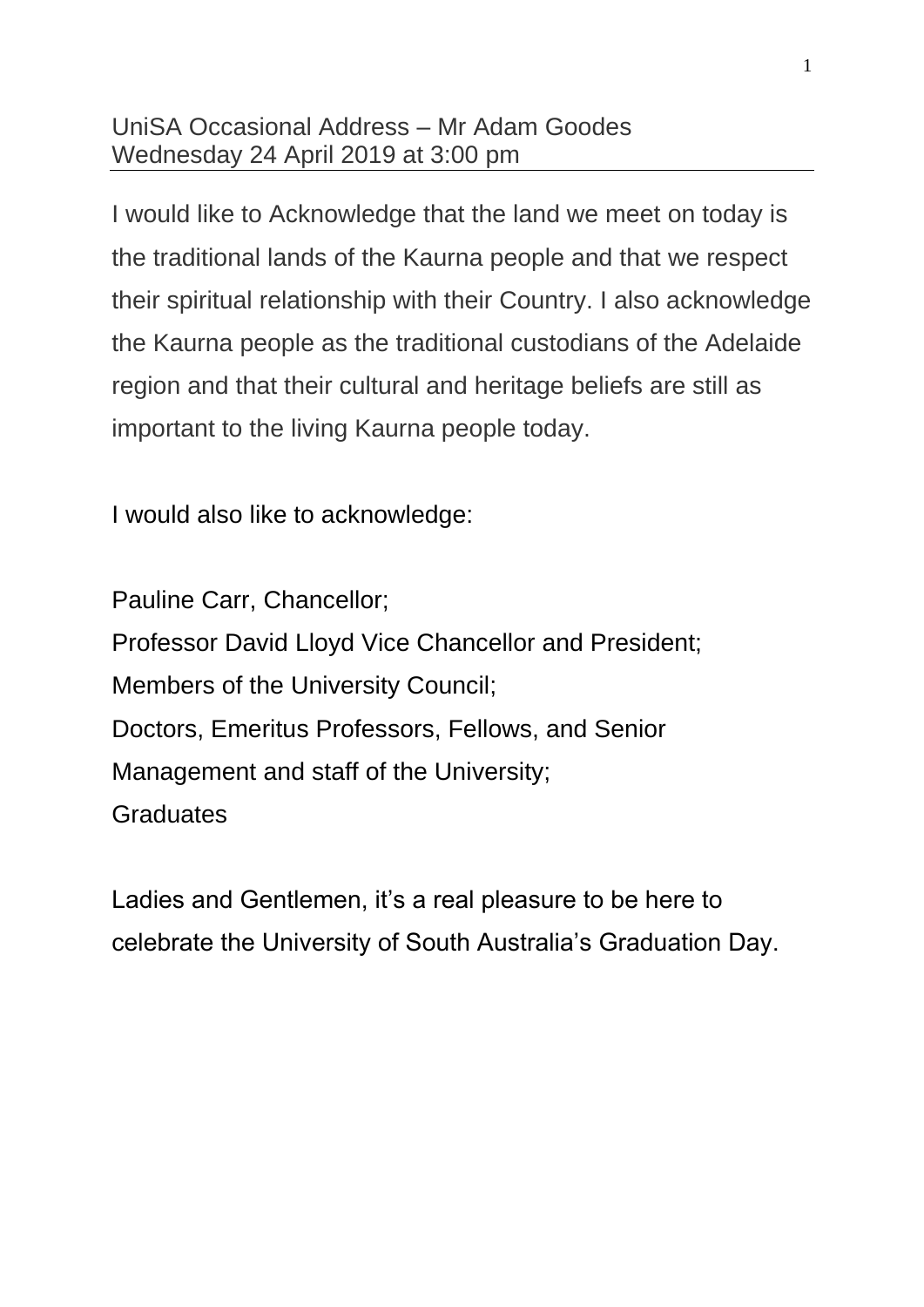UniSA Occasional Address – Mr Adam Goodes
Wednesday 24 April 2019 at 3:00 pm

---

I would like to Acknowledge that the land we meet on today is the traditional lands of the Kaurna people and that we respect their spiritual relationship with their Country. I also acknowledge the Kaurna people as the traditional custodians of the Adelaide region and that their cultural and heritage beliefs are still as important to the living Kaurna people today.

I would also like to acknowledge:

Pauline Carr, Chancellor;
Professor David Lloyd Vice Chancellor and President;
Members of the University Council;
Doctors, Emeritus Professors, Fellows, and Senior Management and staff of the University;
Graduates

Ladies and Gentlemen, it's a real pleasure to be here to celebrate the University of South Australia's Graduation Day.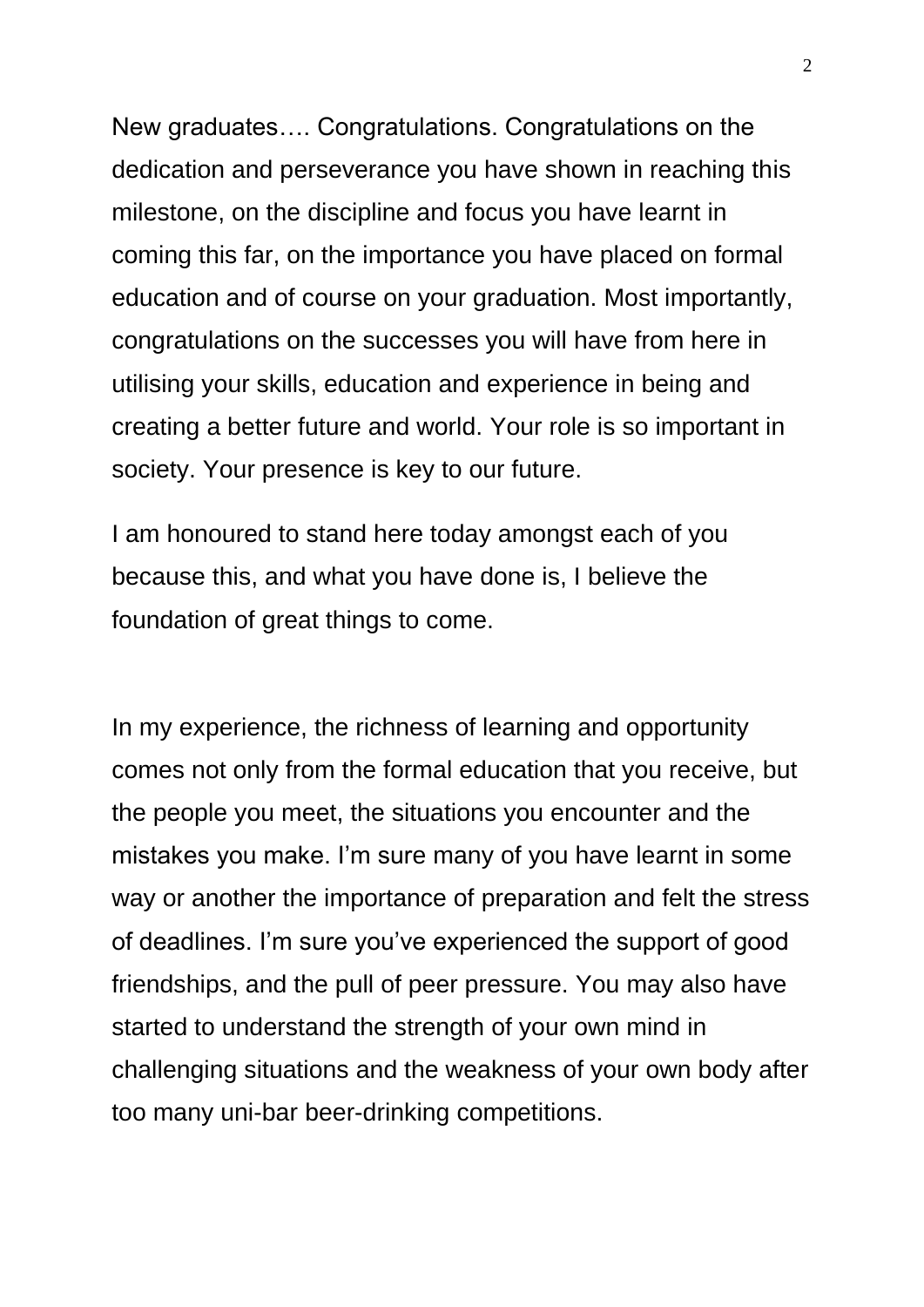New graduates…. Congratulations. Congratulations on the dedication and perseverance you have shown in reaching this milestone, on the discipline and focus you have learnt in coming this far, on the importance you have placed on formal education and of course on your graduation. Most importantly, congratulations on the successes you will have from here in utilising your skills, education and experience in being and creating a better future and world. Your role is so important in society. Your presence is key to our future.

I am honoured to stand here today amongst each of you because this, and what you have done is, I believe the foundation of great things to come.

In my experience, the richness of learning and opportunity comes not only from the formal education that you receive, but the people you meet, the situations you encounter and the mistakes you make. I'm sure many of you have learnt in some way or another the importance of preparation and felt the stress of deadlines. I'm sure you've experienced the support of good friendships, and the pull of peer pressure. You may also have started to understand the strength of your own mind in challenging situations and the weakness of your own body after too many uni-bar beer-drinking competitions.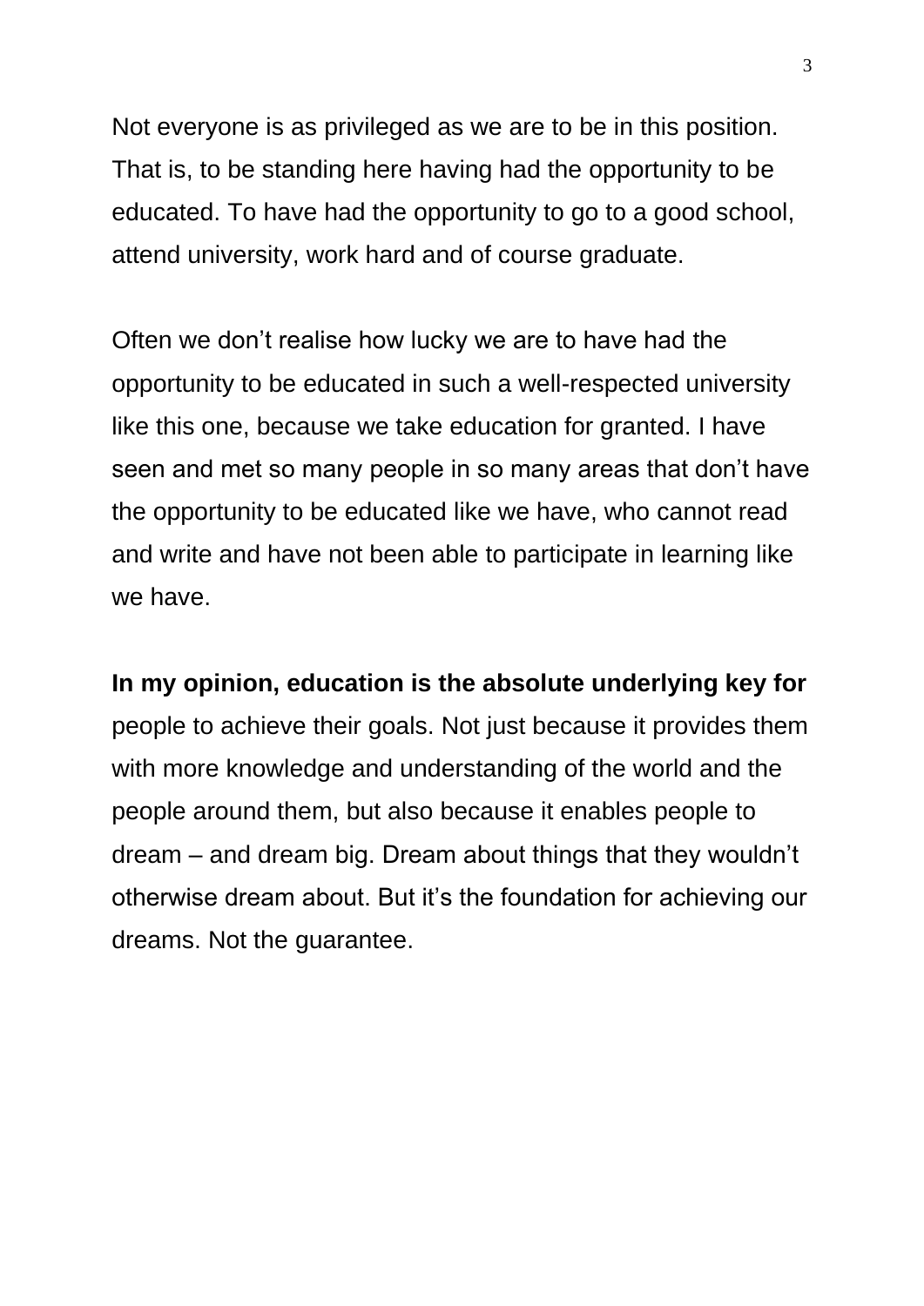Not everyone is as privileged as we are to be in this position. That is, to be standing here having had the opportunity to be educated. To have had the opportunity to go to a good school, attend university, work hard and of course graduate.

Often we don't realise how lucky we are to have had the opportunity to be educated in such a well-respected university like this one, because we take education for granted. I have seen and met so many people in so many areas that don't have the opportunity to be educated like we have, who cannot read and write and have not been able to participate in learning like we have.

**In my opinion, education is the absolute underlying key for** people to achieve their goals. Not just because it provides them with more knowledge and understanding of the world and the people around them, but also because it enables people to dream – and dream big. Dream about things that they wouldn't otherwise dream about. But it's the foundation for achieving our dreams. Not the guarantee.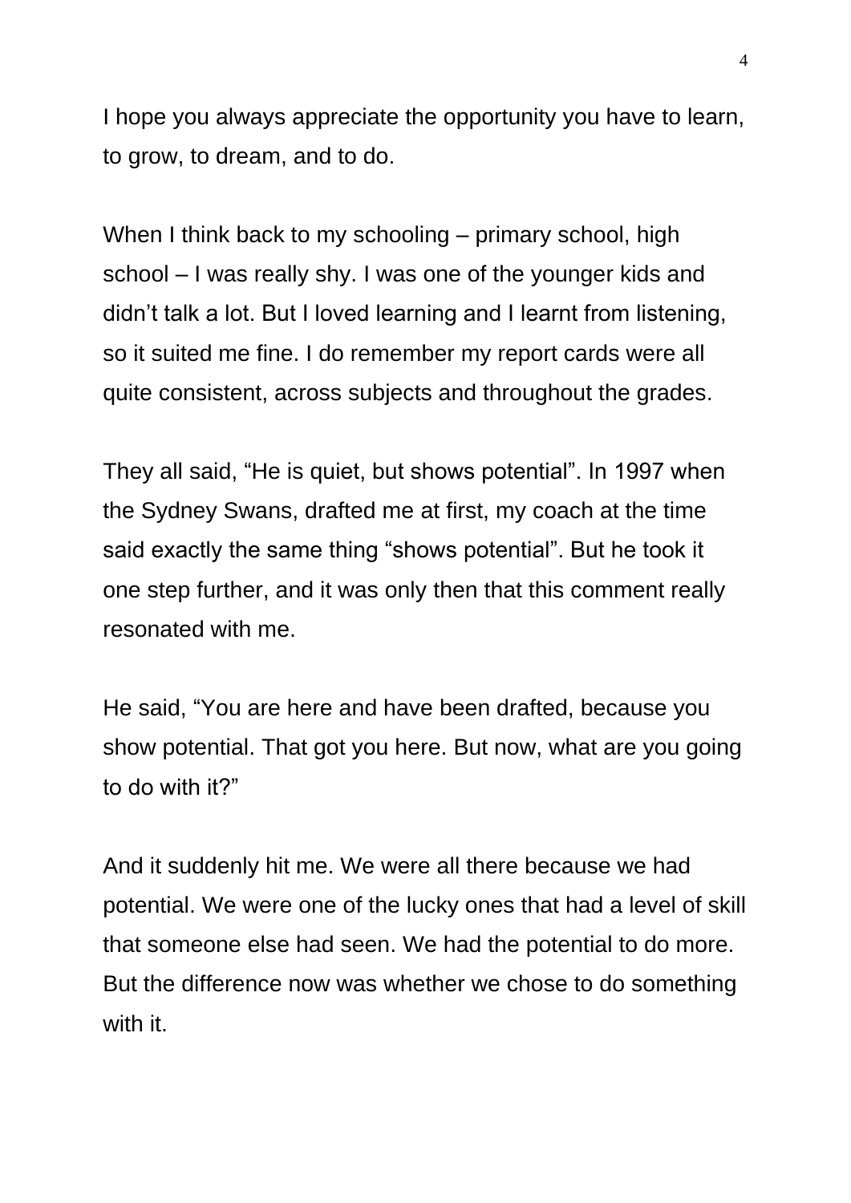I hope you always appreciate the opportunity you have to learn, to grow, to dream, and to do.

When I think back to my schooling – primary school, high school – I was really shy. I was one of the younger kids and didn't talk a lot. But I loved learning and I learnt from listening, so it suited me fine. I do remember my report cards were all quite consistent, across subjects and throughout the grades.

They all said, "He is quiet, but shows potential". In 1997 when the Sydney Swans, drafted me at first, my coach at the time said exactly the same thing "shows potential". But he took it one step further, and it was only then that this comment really resonated with me.

He said, "You are here and have been drafted, because you show potential. That got you here. But now, what are you going to do with it?"

And it suddenly hit me. We were all there because we had potential. We were one of the lucky ones that had a level of skill that someone else had seen. We had the potential to do more. But the difference now was whether we chose to do something with it.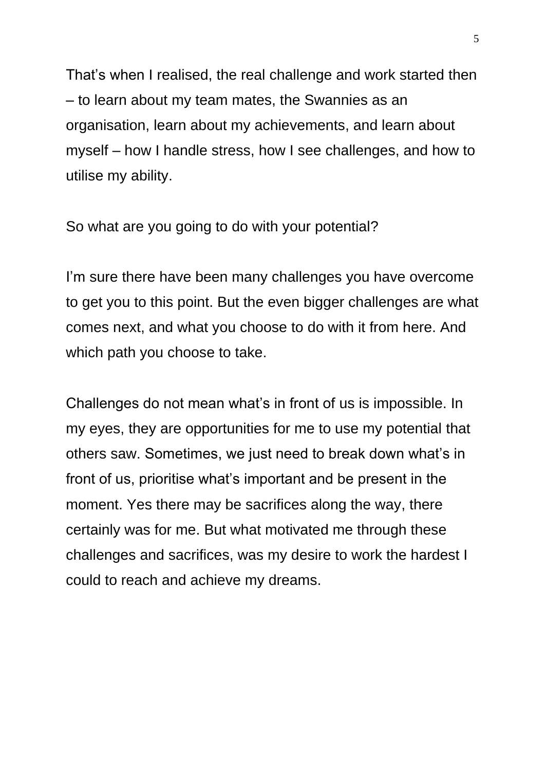That's when I realised, the real challenge and work started then – to learn about my team mates, the Swannies as an organisation, learn about my achievements, and learn about myself – how I handle stress, how I see challenges, and how to utilise my ability.

So what are you going to do with your potential?

I'm sure there have been many challenges you have overcome to get you to this point. But the even bigger challenges are what comes next, and what you choose to do with it from here. And which path you choose to take.

Challenges do not mean what's in front of us is impossible. In my eyes, they are opportunities for me to use my potential that others saw. Sometimes, we just need to break down what's in front of us, prioritise what's important and be present in the moment. Yes there may be sacrifices along the way, there certainly was for me. But what motivated me through these challenges and sacrifices, was my desire to work the hardest I could to reach and achieve my dreams.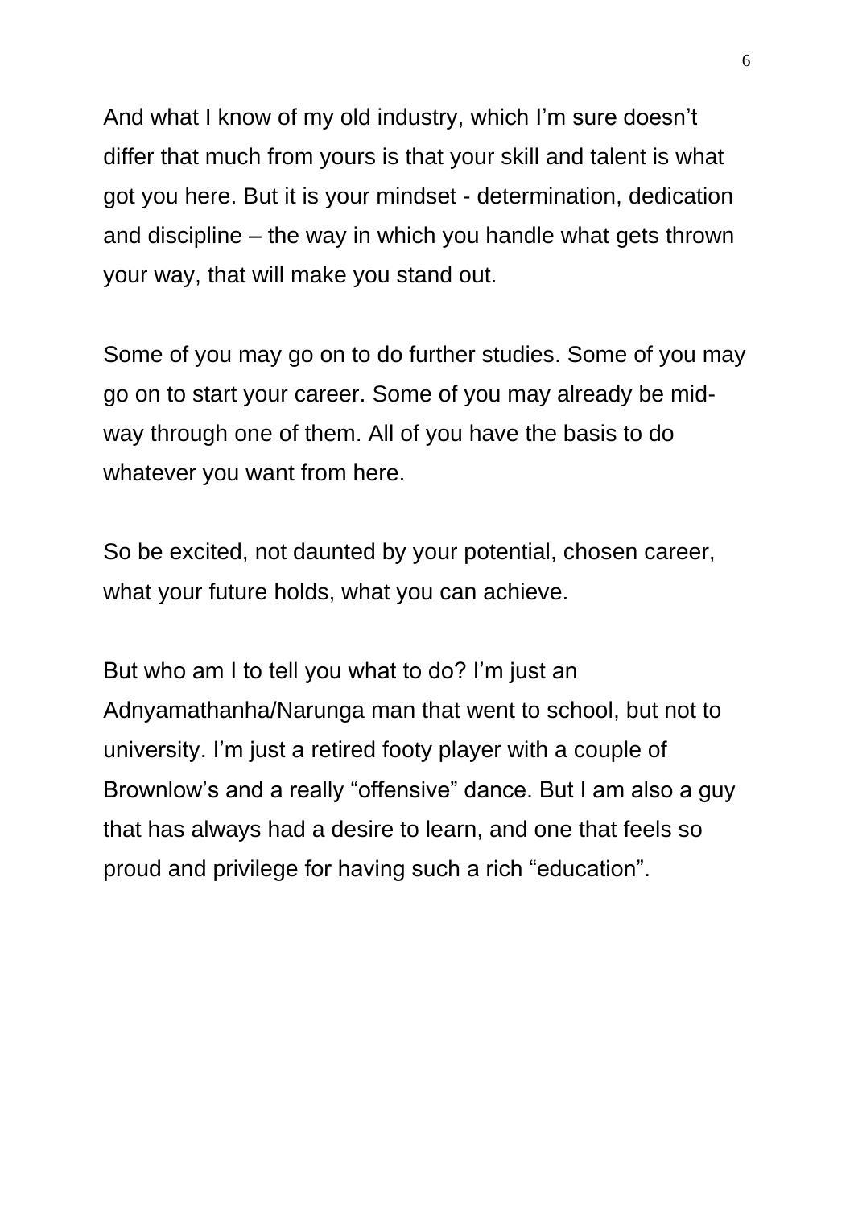And what I know of my old industry, which I'm sure doesn't differ that much from yours is that your skill and talent is what got you here. But it is your mindset - determination, dedication and discipline – the way in which you handle what gets thrown your way, that will make you stand out.

Some of you may go on to do further studies. Some of you may go on to start your career. Some of you may already be mid-way through one of them. All of you have the basis to do whatever you want from here.

So be excited, not daunted by your potential, chosen career, what your future holds, what you can achieve.

But who am I to tell you what to do? I'm just an Adnyamathanha/Narunga man that went to school, but not to university. I'm just a retired footy player with a couple of Brownlow's and a really "offensive" dance. But I am also a guy that has always had a desire to learn, and one that feels so proud and privilege for having such a rich "education".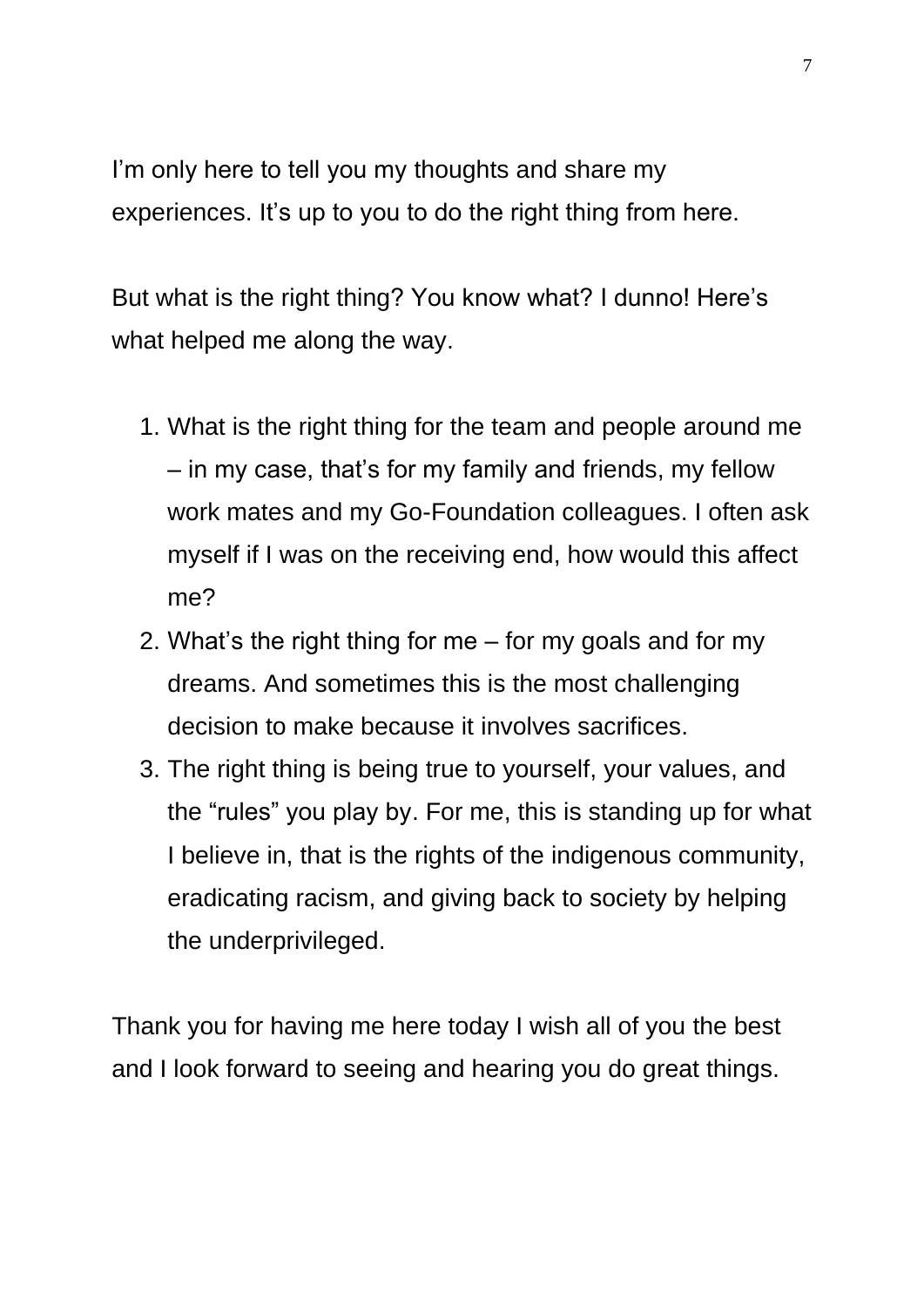I'm only here to tell you my thoughts and share my experiences. It's up to you to do the right thing from here.

But what is the right thing? You know what? I dunno! Here's what helped me along the way.

1. What is the right thing for the team and people around me – in my case, that's for my family and friends, my fellow work mates and my Go-Foundation colleagues. I often ask myself if I was on the receiving end, how would this affect me?
2. What's the right thing for me – for my goals and for my dreams. And sometimes this is the most challenging decision to make because it involves sacrifices.
3. The right thing is being true to yourself, your values, and the "rules" you play by. For me, this is standing up for what I believe in, that is the rights of the indigenous community, eradicating racism, and giving back to society by helping the underprivileged.

Thank you for having me here today I wish all of you the best and I look forward to seeing and hearing you do great things.